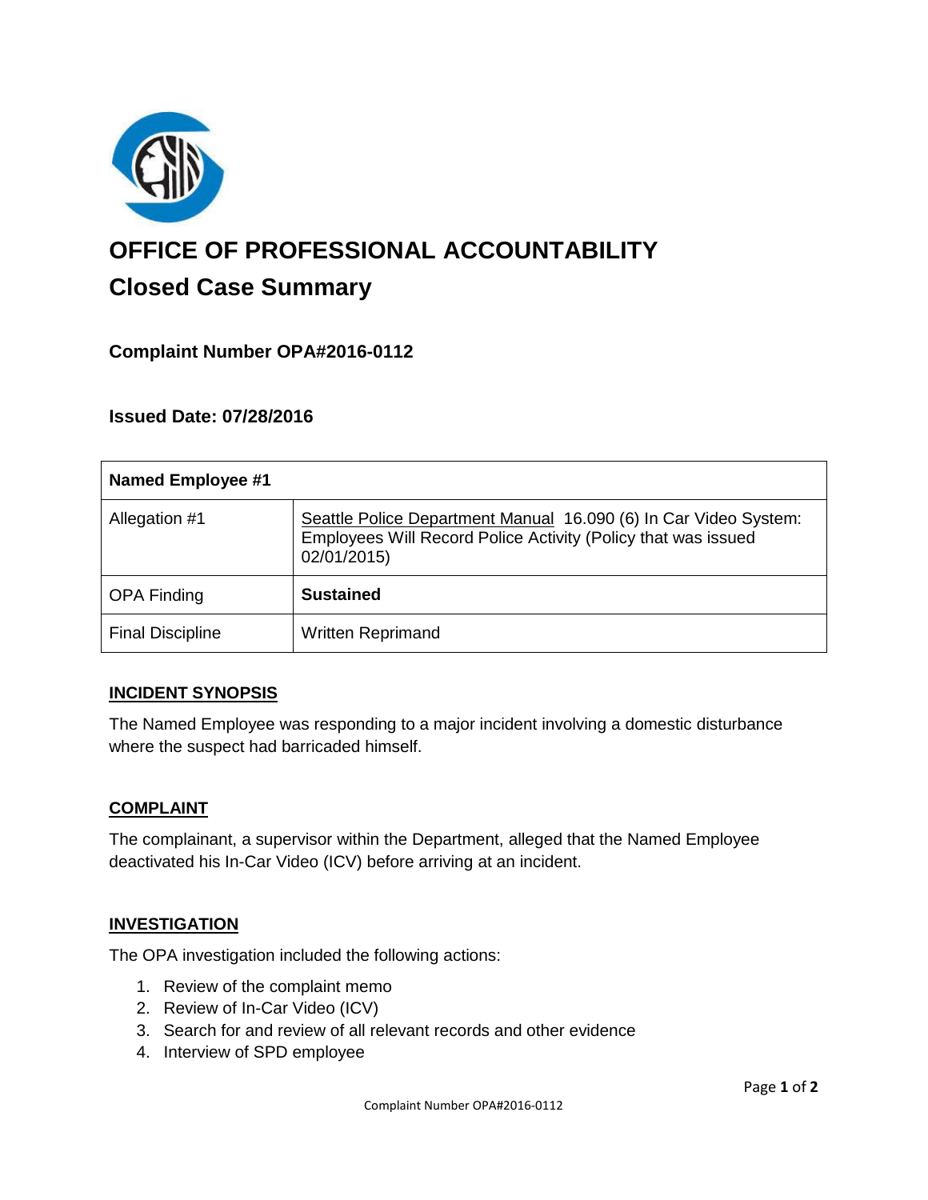# OFFICE OF PROFESSIONAL ACCOUNTABILITY

## Closed Case Summary

### Complaint Number OPA#2016-0112

### Issued Date: 07/28/2016

| Named Employee #1 | |
|---|---|
| Allegation #1 | Seattle Police Department Manual 16.090 (6) In Car Video System: Employees Will Record Police Activity (Policy that was issued 02/01/2015) |
| OPA Finding | **Sustained** |
| Final Discipline | Written Reprimand |

### INCIDENT SYNOPSIS

The Named Employee was responding to a major incident involving a domestic disturbance where the suspect had barricaded himself.

### COMPLAINT

The complainant, a supervisor within the Department, alleged that the Named Employee deactivated his In-Car Video (ICV) before arriving at an incident.

### INVESTIGATION

The OPA investigation included the following actions:

1. Review of the complaint memo
2. Review of In-Car Video (ICV)
3. Search for and review of all relevant records and other evidence
4. Interview of SPD employee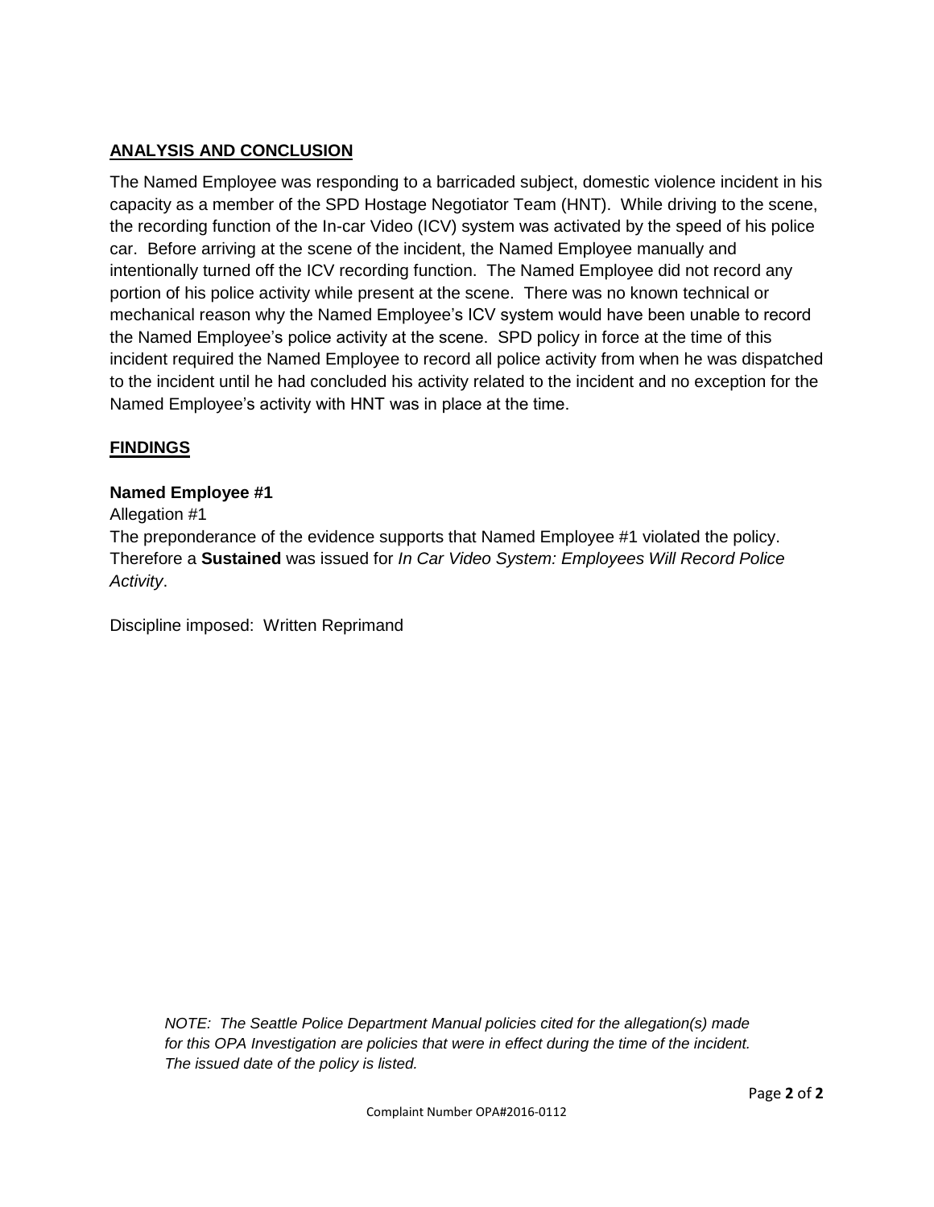## ANALYSIS AND CONCLUSION

The Named Employee was responding to a barricaded subject, domestic violence incident in his capacity as a member of the SPD Hostage Negotiator Team (HNT). While driving to the scene, the recording function of the In-car Video (ICV) system was activated by the speed of his police car. Before arriving at the scene of the incident, the Named Employee manually and intentionally turned off the ICV recording function. The Named Employee did not record any portion of his police activity while present at the scene. There was no known technical or mechanical reason why the Named Employee's ICV system would have been unable to record the Named Employee's police activity at the scene. SPD policy in force at the time of this incident required the Named Employee to record all police activity from when he was dispatched to the incident until he had concluded his activity related to the incident and no exception for the Named Employee's activity with HNT was in place at the time.

## FINDINGS

**Named Employee #1**

Allegation #1

The preponderance of the evidence supports that Named Employee #1 violated the policy. Therefore a **Sustained** was issued for *In Car Video System: Employees Will Record Police Activity*.

Discipline imposed: Written Reprimand

*NOTE: The Seattle Police Department Manual policies cited for the allegation(s) made for this OPA Investigation are policies that were in effect during the time of the incident. The issued date of the policy is listed.*

Complaint Number OPA#2016-0112